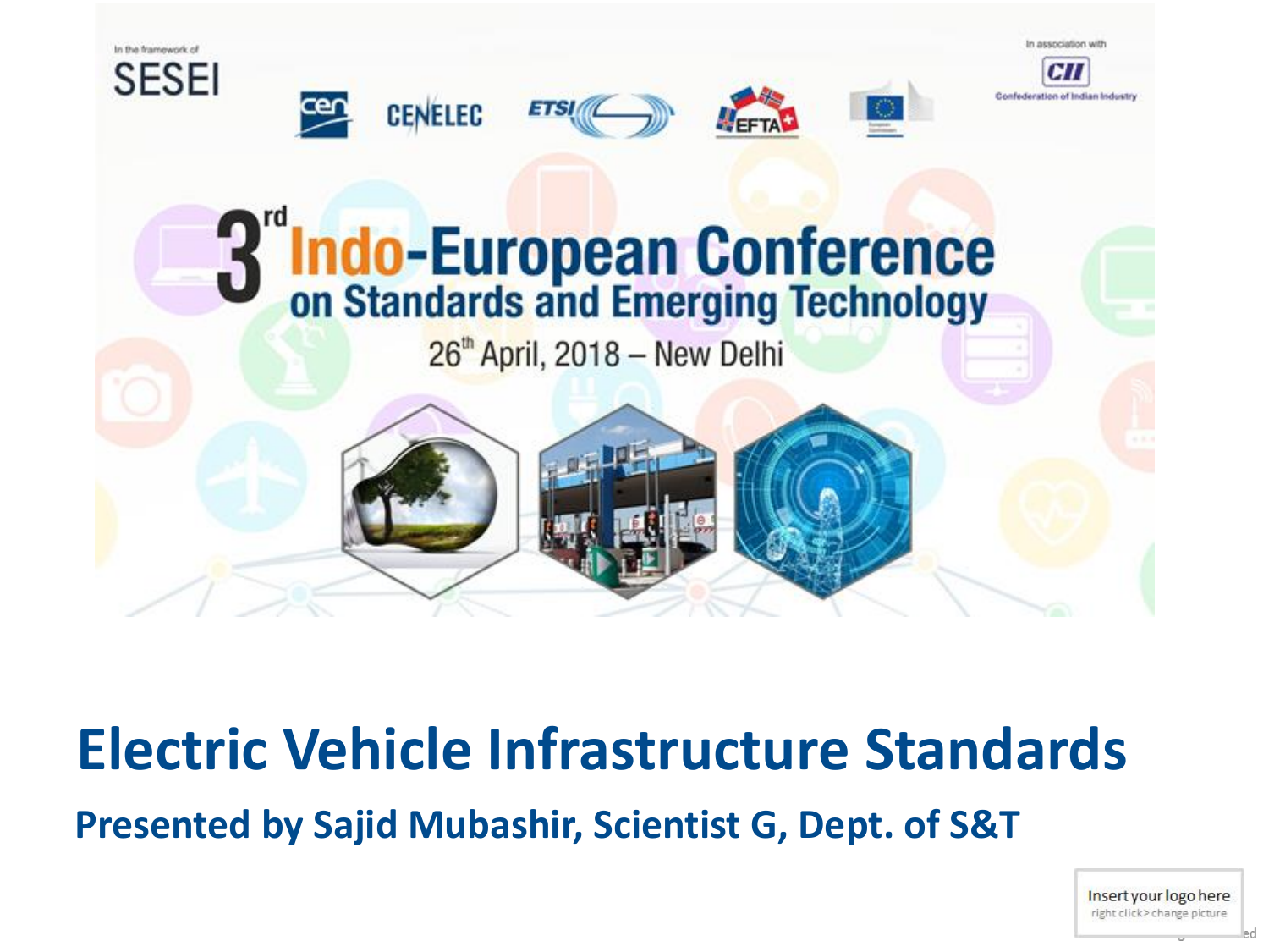In the framework of

SESEI

cen CENELEC ETSI EFTA

In association with

CII Confederation of Indian Industry

# 3rd Indo-European Conference on Standards and Emerging Technology

26th April, 2018 – New Delhi

# Electric Vehicle Infrastructure Standards

**Presented by Sajid Mubashir, Scientist G, Dept. of S&T**

Insert your logo here
right click> change picture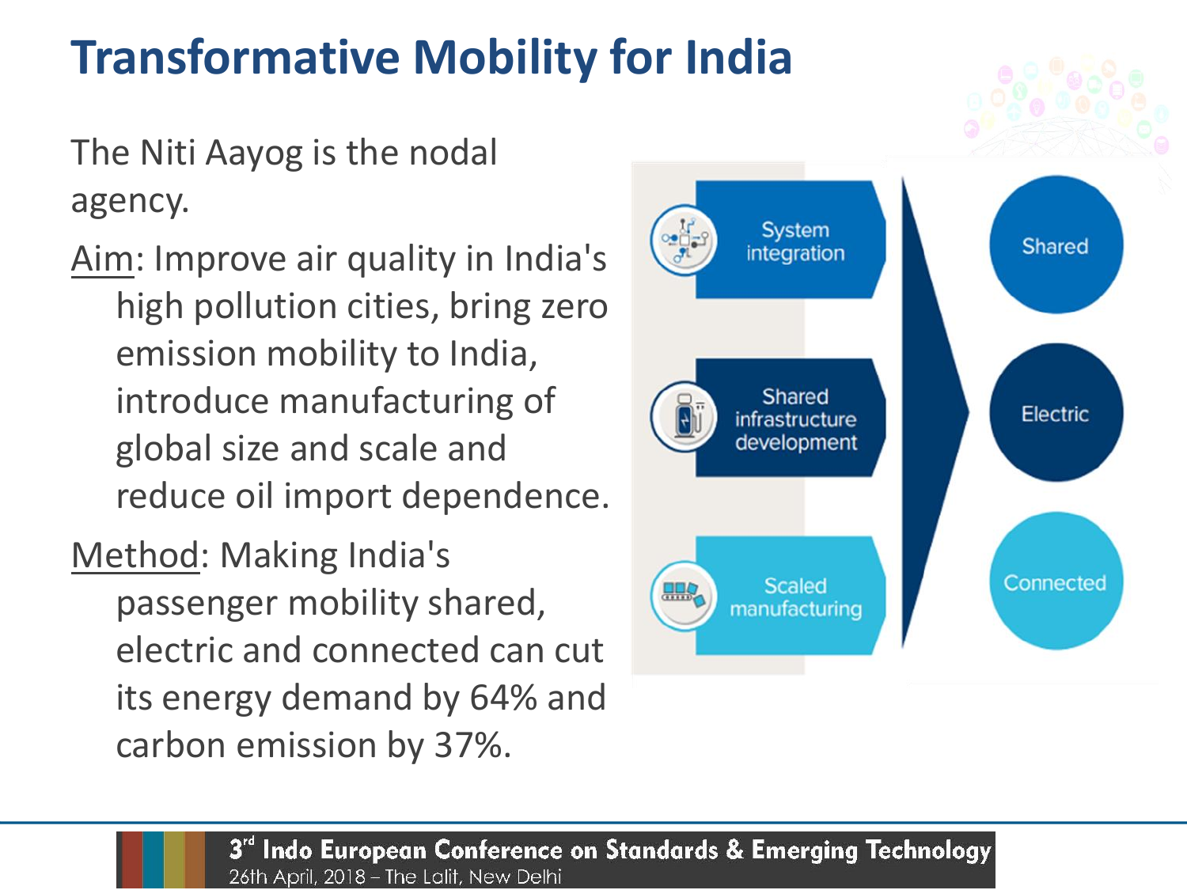# Transformative Mobility for India

The Niti Aayog is the nodal agency.

Aim: Improve air quality in India's high pollution cities, bring zero emission mobility to India, introduce manufacturing of global size and scale and reduce oil import dependence.

Method: Making India's passenger mobility shared, electric and connected can cut its energy demand by 64% and carbon emission by 37%.

System integration

Shared infrastructure development

Scaled manufacturing

Shared

Electric

Connected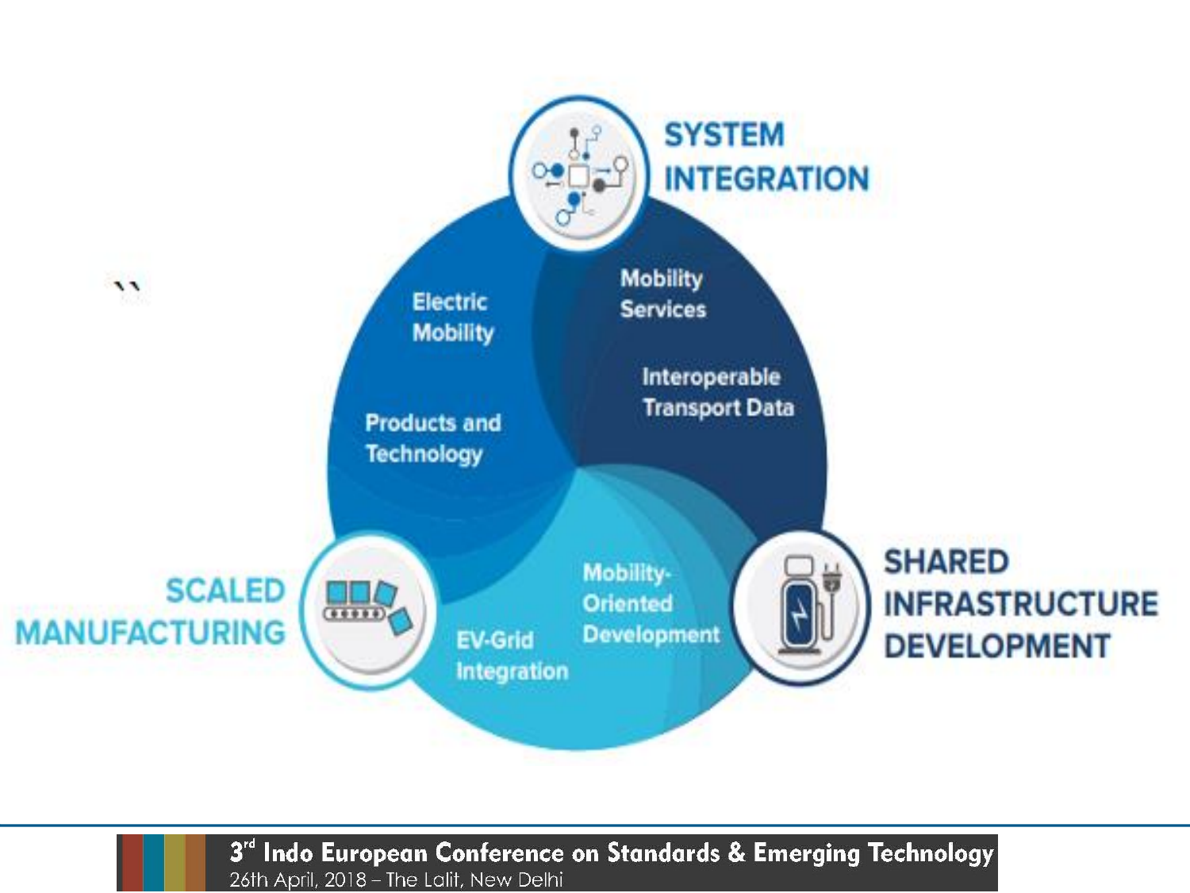SYSTEM INTEGRATION

Electric Mobility

Products and Technology

Mobility Services

Interoperable Transport Data

SCALED MANUFACTURING

EV-Grid Integration

Mobility-Oriented Development

SHARED INFRASTRUCTURE DEVELOPMENT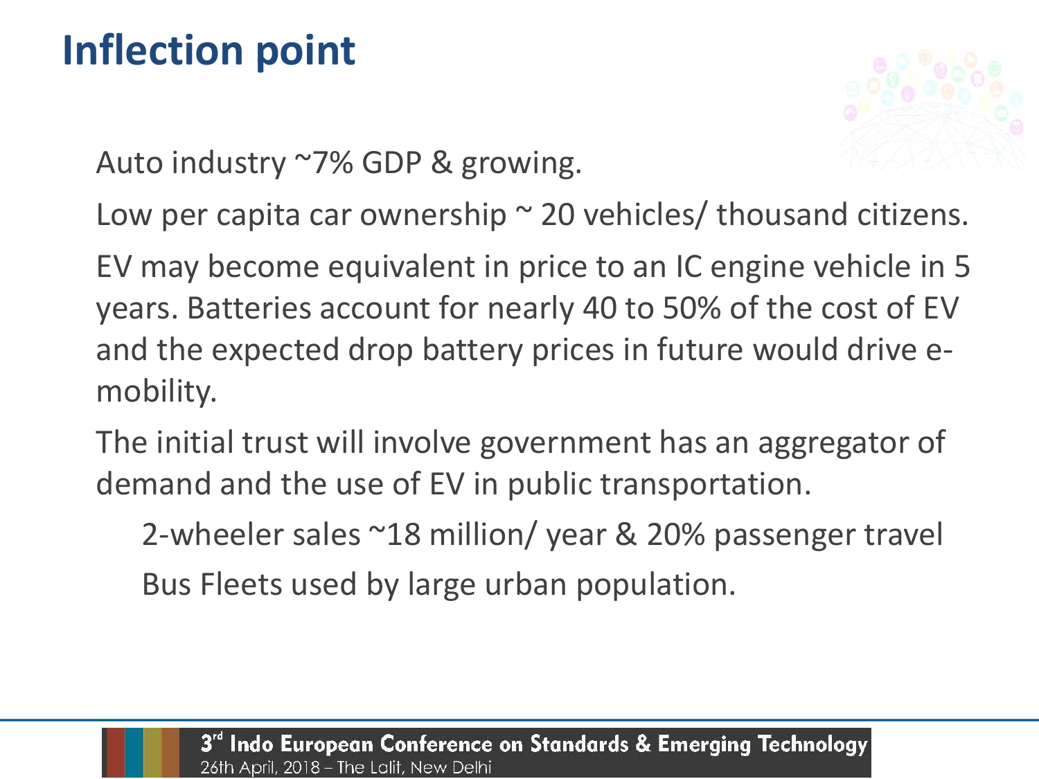# Inflection point

- Auto industry ~7% GDP & growing.
- Low per capita car ownership ~ 20 vehicles/ thousand citizens.
- EV may become equivalent in price to an IC engine vehicle in 5 years. Batteries account for nearly 40 to 50% of the cost of EV and the expected drop battery prices in future would drive e-mobility.
- The initial trust will involve government has an aggregator of demand and the use of EV in public transportation.
  - 2-wheeler sales ~18 million/ year & 20% passenger travel
  - Bus Fleets used by large urban population.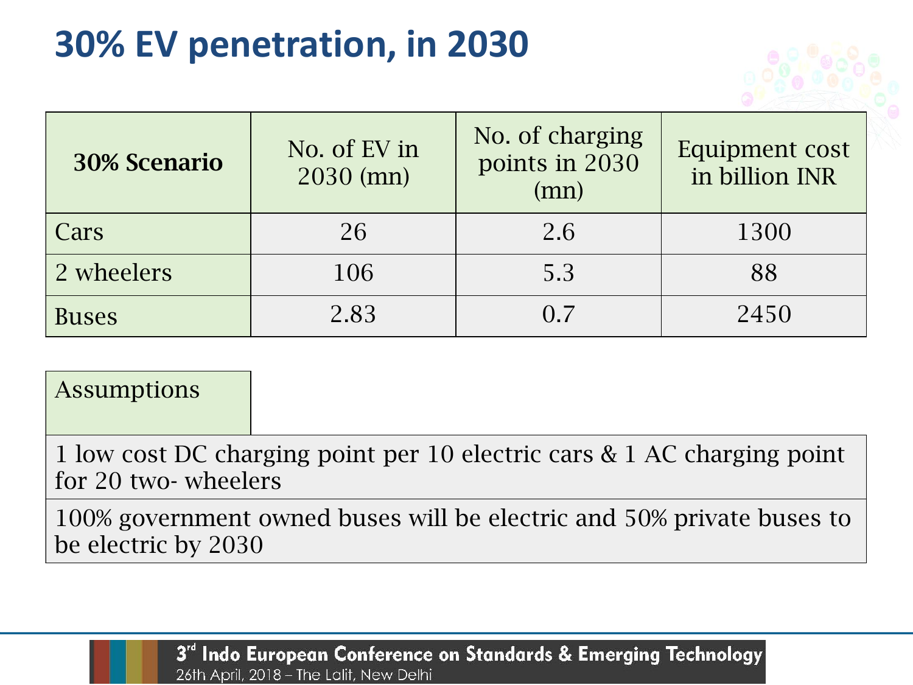# 30% EV penetration, in 2030

| 30% Scenario | No. of EV in 2030 (mn) | No. of charging points in 2030 (mn) | Equipment cost in billion INR |
|---|---|---|---|
| Cars | 26 | 2.6 | 1300 |
| 2 wheelers | 106 | 5.3 | 88 |
| Buses | 2.83 | 0.7 | 2450 |

| Assumptions |
|---|
| 1 low cost DC charging point per 10 electric cars & 1 AC charging point for 20 two- wheelers |
| 100% government owned buses will be electric and 50% private buses to be electric by 2030 |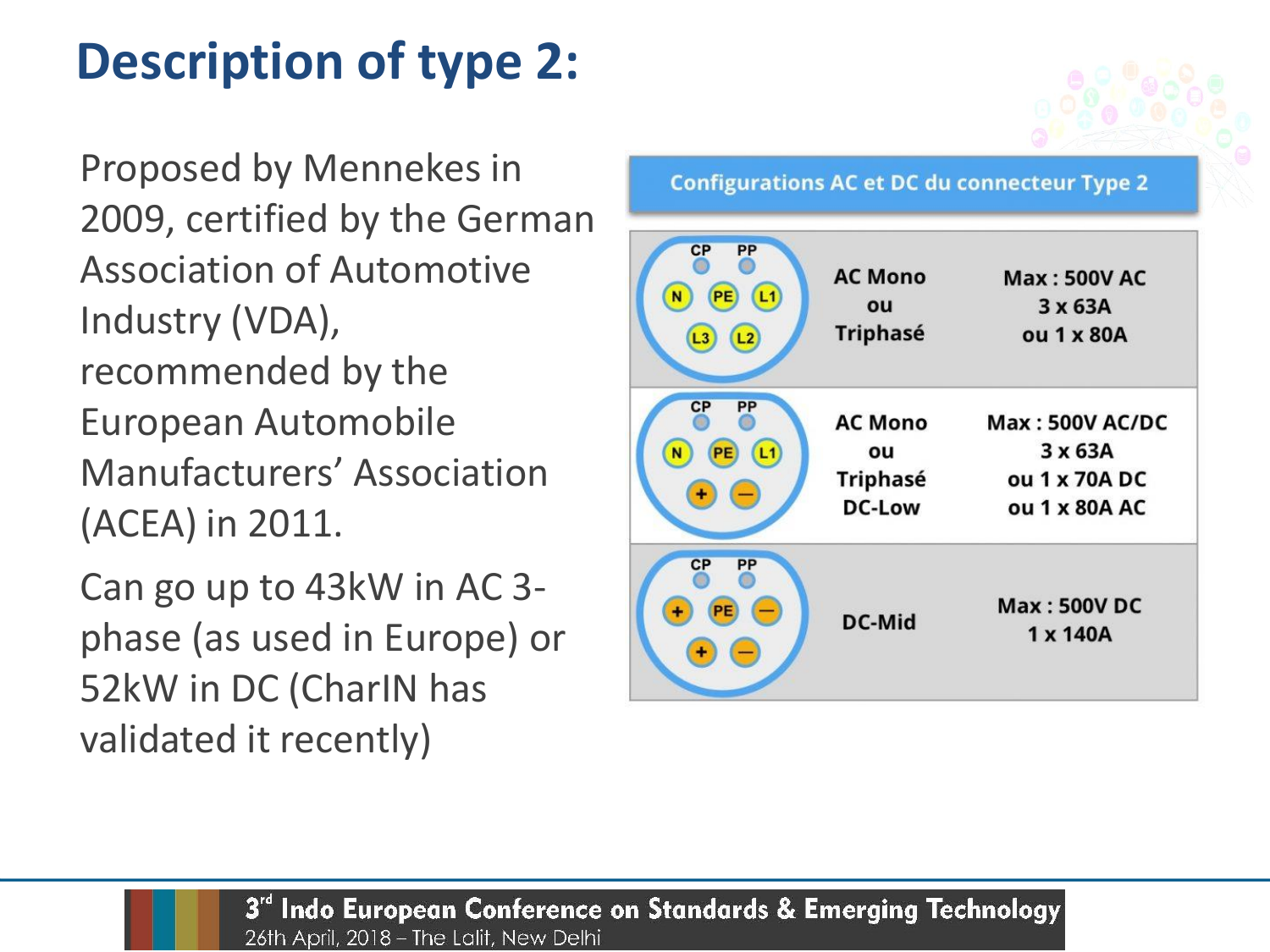# Description of type 2:

Proposed by Mennekes in 2009, certified by the German Association of Automotive Industry (VDA), recommended by the European Automobile Manufacturers' Association (ACEA) in 2011.

Can go up to 43kW in AC 3-phase (as used in Europe) or 52kW in DC (CharIN has validated it recently)

**Configurations AC et DC du connecteur Type 2**

| Pins | Configuration | Max |
|---|---|---|
| CP, PP, N, PE, L1, L3, L2 | AC Mono ou Triphasé | Max : 500V AC 3 x 63A ou 1 x 80A |
| CP, PP, N, PE, L1, +, – | AC Mono ou Triphasé DC-Low | Max : 500V AC/DC 3 x 63A ou 1 x 70A DC ou 1 x 80A AC |
| CP, PP, +, PE, –, +, – | DC-Mid | Max : 500V DC 1 x 140A |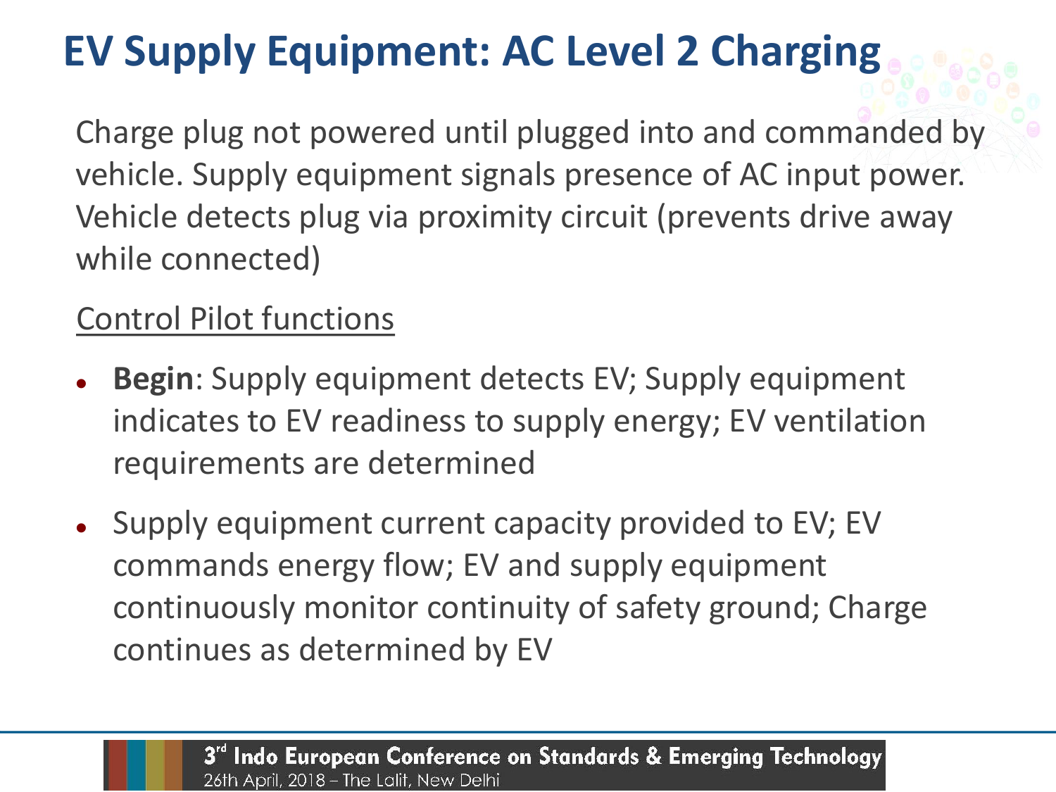# EV Supply Equipment: AC Level 2 Charging

Charge plug not powered until plugged into and commanded by vehicle. Supply equipment signals presence of AC input power. Vehicle detects plug via proximity circuit (prevents drive away while connected)

Control Pilot functions

- **Begin**: Supply equipment detects EV; Supply equipment indicates to EV readiness to supply energy; EV ventilation requirements are determined
- Supply equipment current capacity provided to EV; EV commands energy flow; EV and supply equipment continuously monitor continuity of safety ground; Charge continues as determined by EV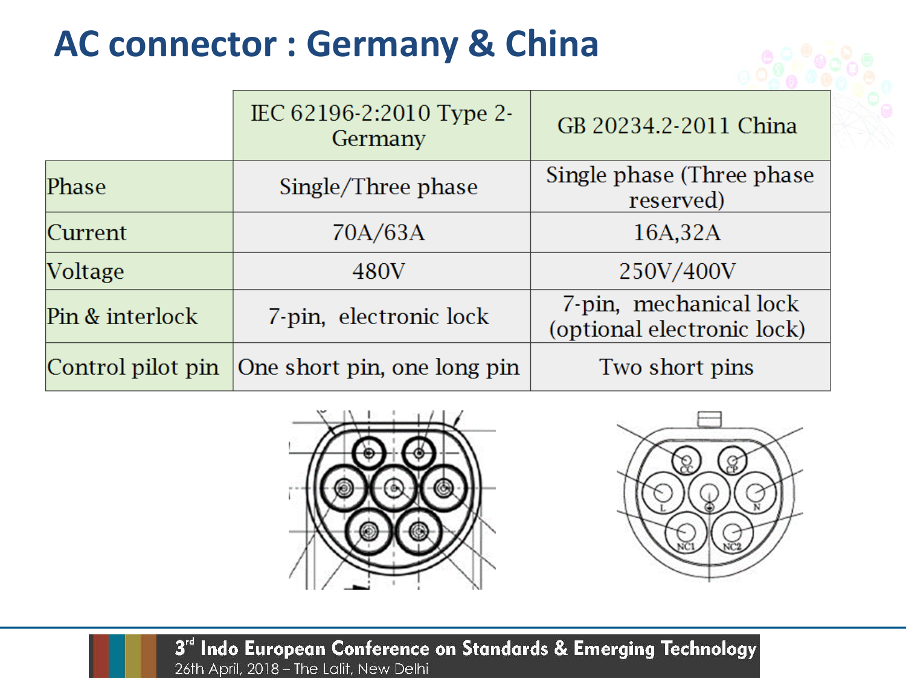# AC connector : Germany & China

| | IEC 62196-2:2010 Type 2-Germany | GB 20234.2-2011 China |
|---|---|---|
| Phase | Single/Three phase | Single phase (Three phase reserved) |
| Current | 70A/63A | 16A,32A |
| Voltage | 480V | 250V/400V |
| Pin & interlock | 7-pin, electronic lock | 7-pin, mechanical lock (optional electronic lock) |
| Control pilot pin | One short pin, one long pin | Two short pins |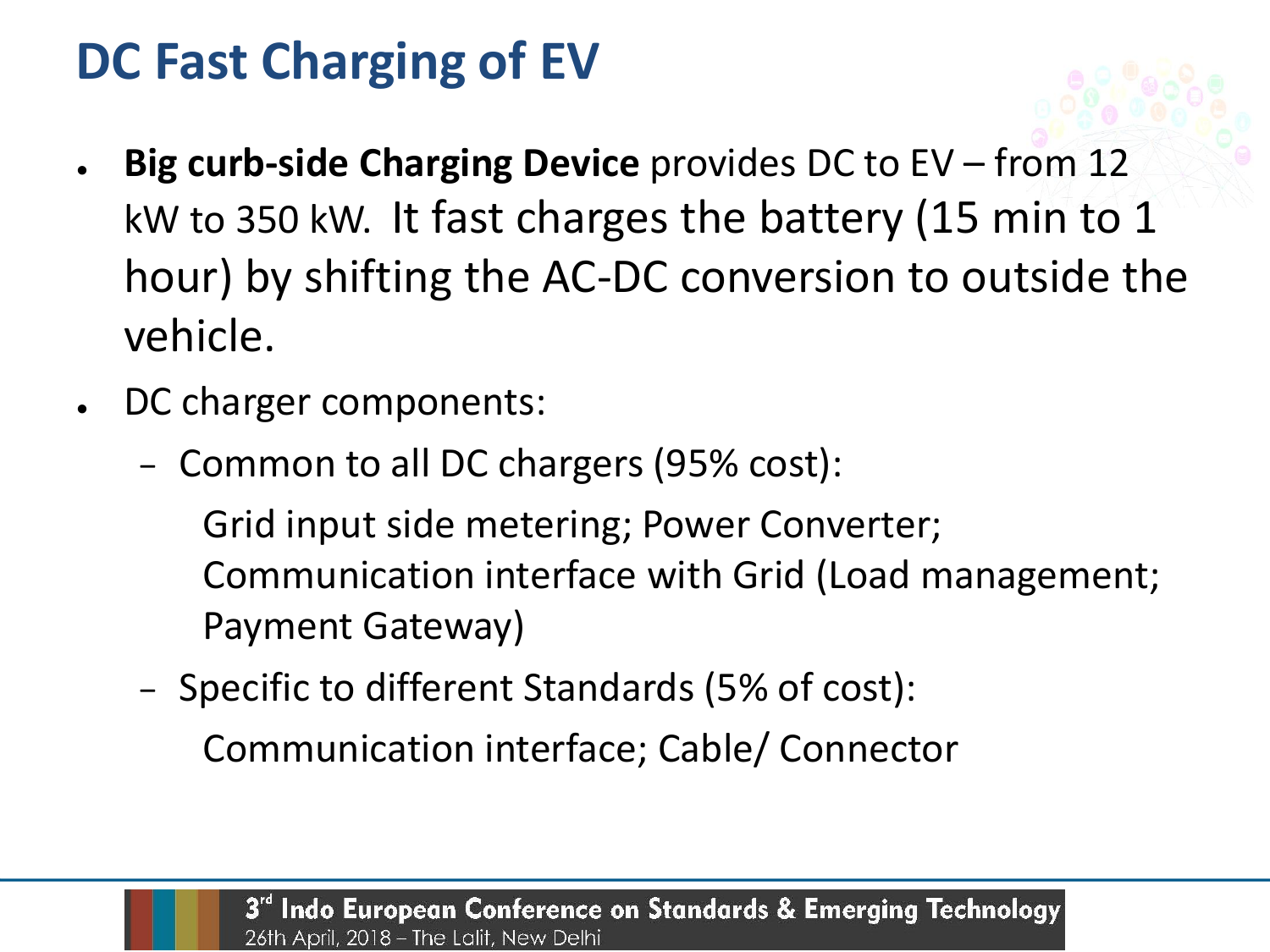# DC Fast Charging of EV

- **Big curb-side Charging Device** provides DC to EV – from 12 kW to 350 kW. It fast charges the battery (15 min to 1 hour) by shifting the AC-DC conversion to outside the vehicle.
- DC charger components:
  - Common to all DC chargers (95% cost):

    Grid input side metering; Power Converter; Communication interface with Grid (Load management; Payment Gateway)
  - Specific to different Standards (5% of cost):

    Communication interface; Cable/ Connector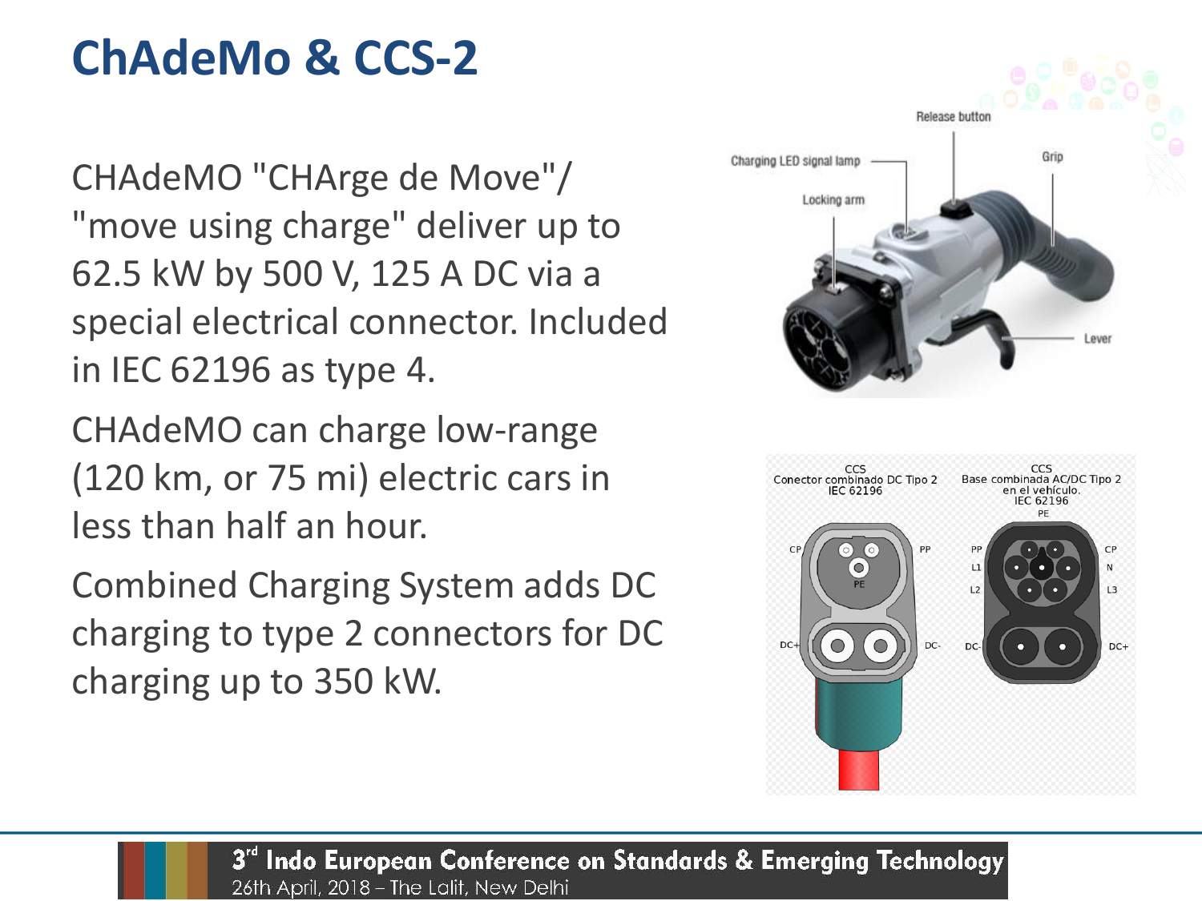# ChAdeMo & CCS-2

CHAdeMO "CHArge de Move"/ "move using charge" deliver up to 62.5 kW by 500 V, 125 A DC via a special electrical connector. Included in IEC 62196 as type 4.

CHAdeMO can charge low-range (120 km, or 75 mi) electric cars in less than half an hour.

Combined Charging System adds DC charging to type 2 connectors for DC charging up to 350 kW.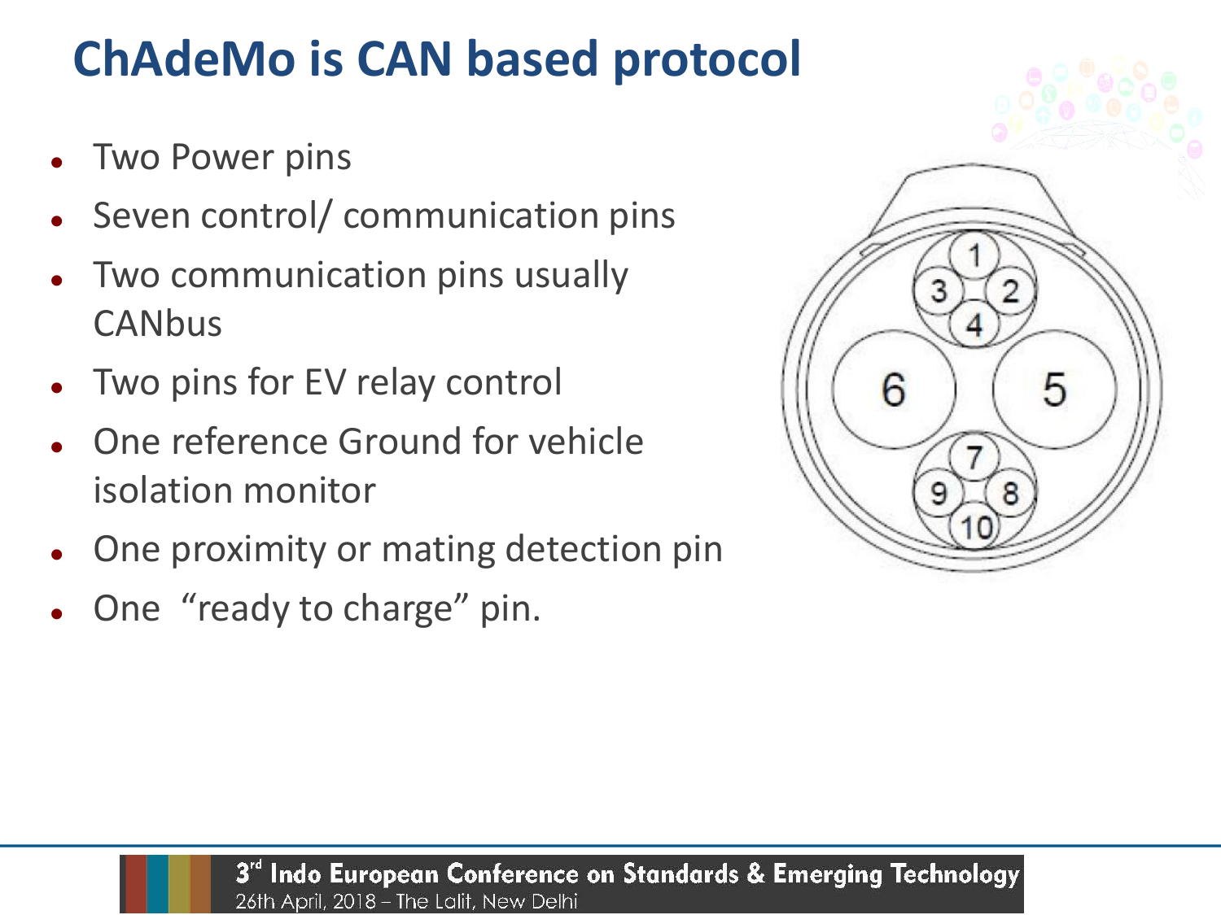# ChAdeMo is CAN based protocol

- Two Power pins
- Seven control/ communication pins
- Two communication pins usually CANbus
- Two pins for EV relay control
- One reference Ground for vehicle isolation monitor
- One proximity or mating detection pin
- One "ready to charge" pin.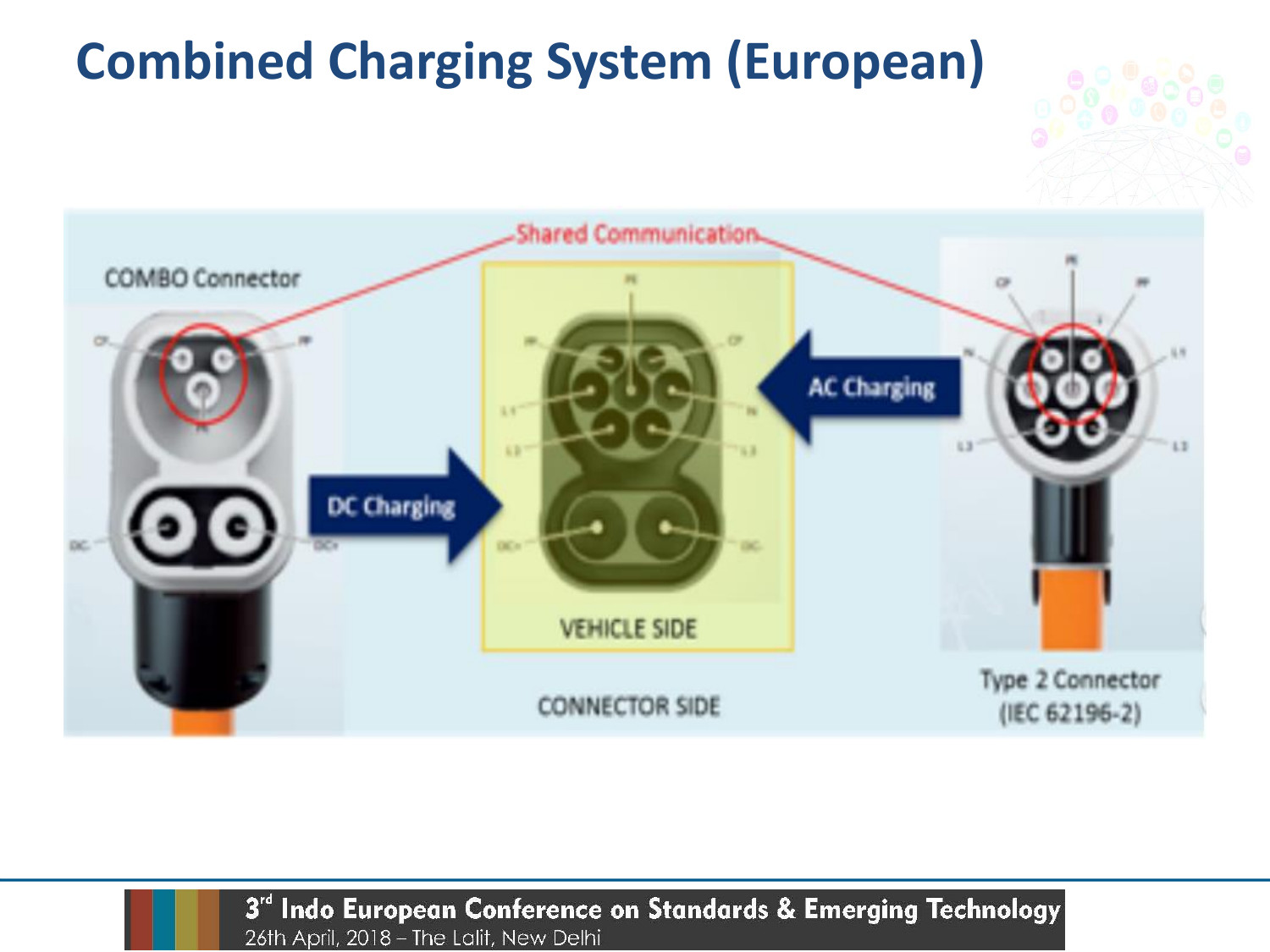# Combined Charging System (European)

Shared Communication

COMBO Connector

DC Charging

VEHICLE SIDE

AC Charging

CONNECTOR SIDE

Type 2 Connector (IEC 62196-2)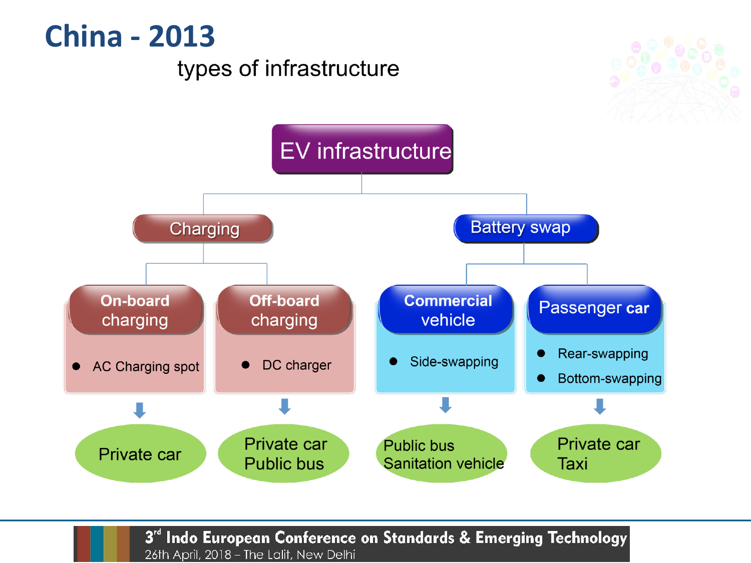# China - 2013

## types of infrastructure

- **EV infrastructure**
  - **Charging**
    - **On-board charging**
      - AC Charging spot
      - → Private car
    - **Off-board charging**
      - DC charger
      - → Private car, Public bus
  - **Battery swap**
    - **Commercial vehicle**
      - Side-swapping
      - → Public bus, Sanitation vehicle
    - **Passenger car**
      - Rear-swapping
      - Bottom-swapping
      - → Private car, Taxi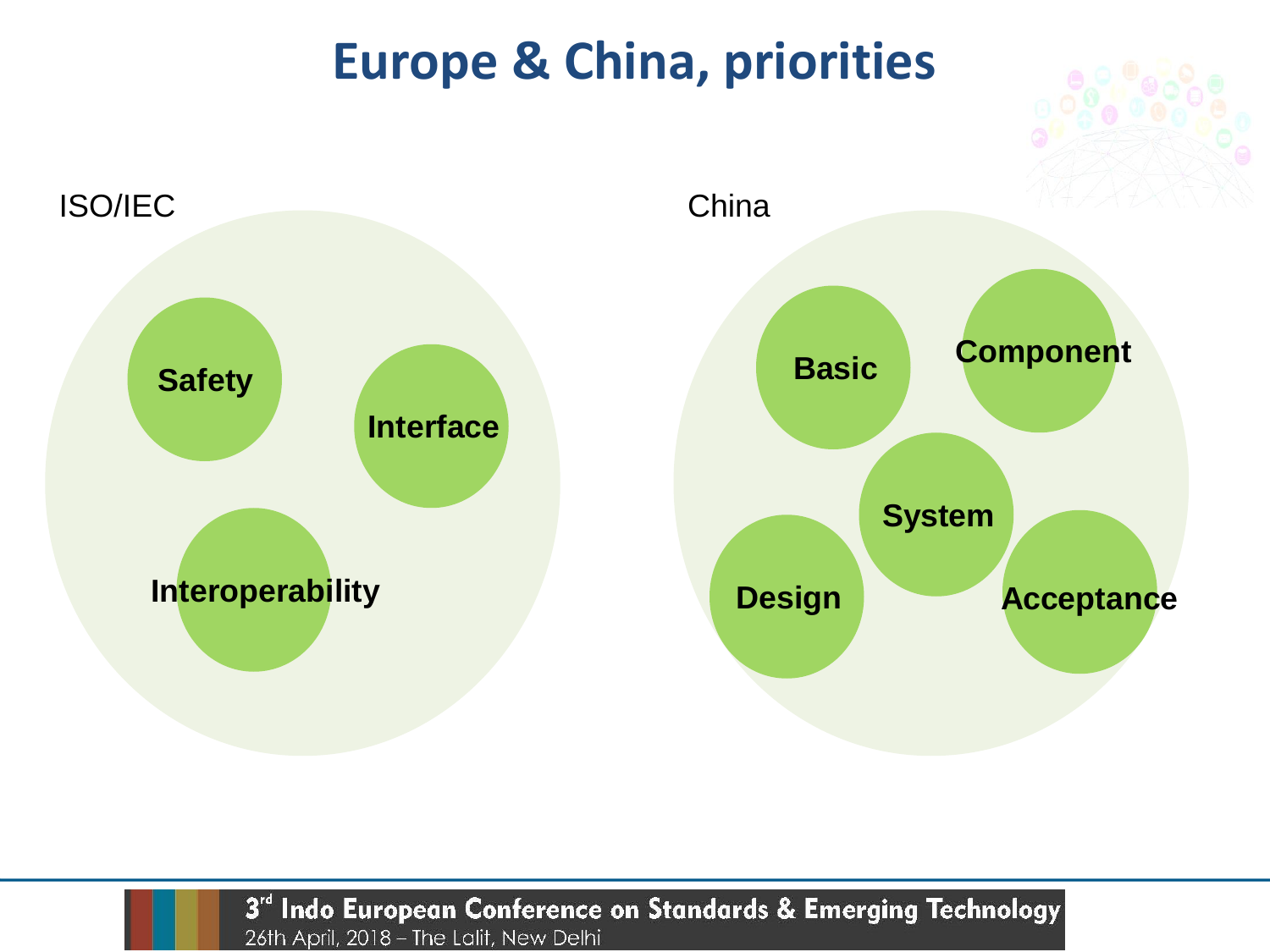# Europe & China, priorities

ISO/IEC

- Safety
- Interface
- Interoperability

China

- Basic
- Component
- System
- Design
- Acceptance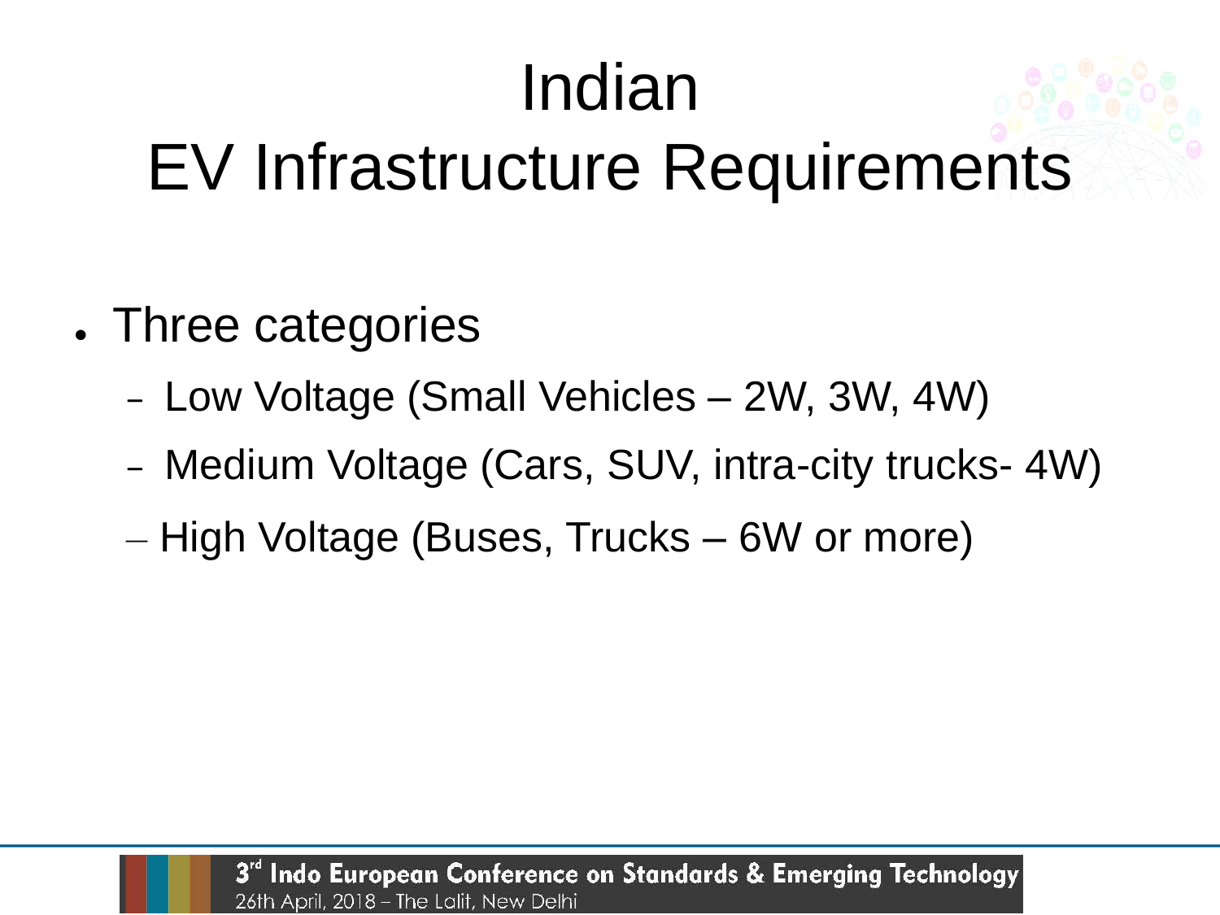# Indian EV Infrastructure Requirements

- Three categories
  - Low Voltage (Small Vehicles – 2W, 3W, 4W)
  - Medium Voltage (Cars, SUV, intra-city trucks- 4W)
  - High Voltage (Buses, Trucks – 6W or more)